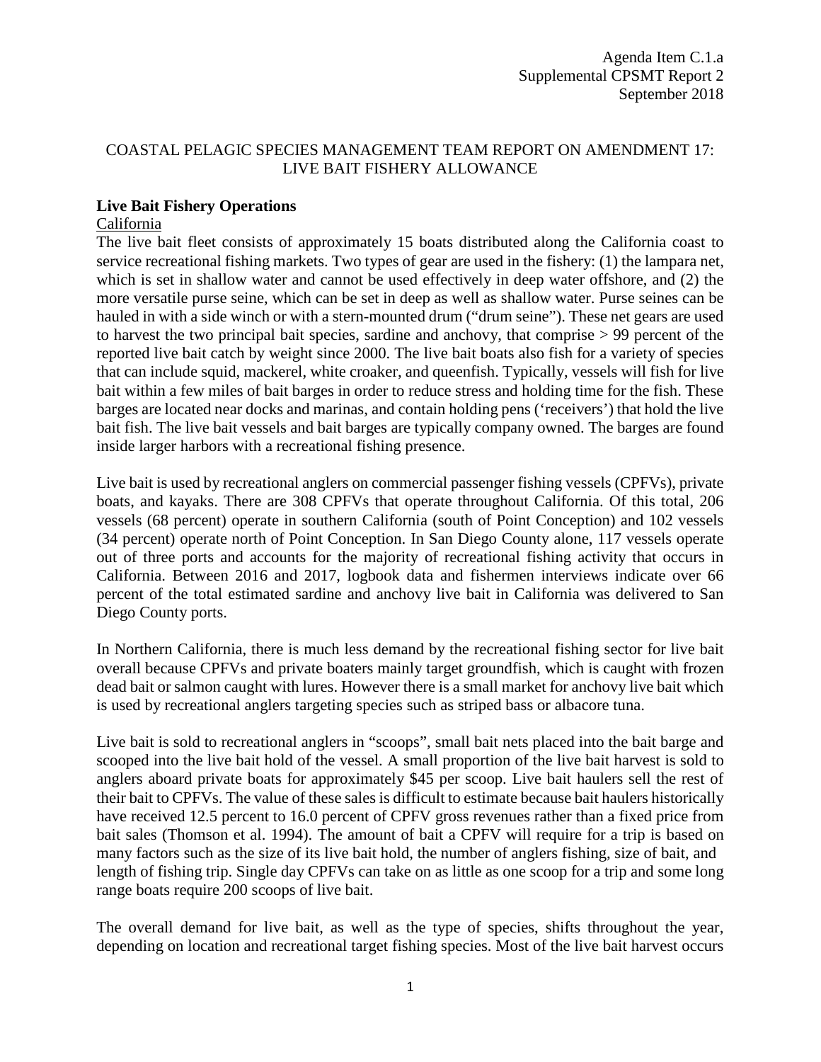Agenda Item C.1.a
Supplemental CPSMT Report 2
September 2018

COASTAL PELAGIC SPECIES MANAGEMENT TEAM REPORT ON AMENDMENT 17: LIVE BAIT FISHERY ALLOWANCE

**Live Bait Fishery Operations**

California

The live bait fleet consists of approximately 15 boats distributed along the California coast to service recreational fishing markets. Two types of gear are used in the fishery: (1) the lampara net, which is set in shallow water and cannot be used effectively in deep water offshore, and (2) the more versatile purse seine, which can be set in deep as well as shallow water. Purse seines can be hauled in with a side winch or with a stern-mounted drum ("drum seine"). These net gears are used to harvest the two principal bait species, sardine and anchovy, that comprise > 99 percent of the reported live bait catch by weight since 2000. The live bait boats also fish for a variety of species that can include squid, mackerel, white croaker, and queenfish. Typically, vessels will fish for live bait within a few miles of bait barges in order to reduce stress and holding time for the fish. These barges are located near docks and marinas, and contain holding pens ('receivers') that hold the live bait fish. The live bait vessels and bait barges are typically company owned. The barges are found inside larger harbors with a recreational fishing presence.

Live bait is used by recreational anglers on commercial passenger fishing vessels (CPFVs), private boats, and kayaks. There are 308 CPFVs that operate throughout California. Of this total, 206 vessels (68 percent) operate in southern California (south of Point Conception) and 102 vessels (34 percent) operate north of Point Conception. In San Diego County alone, 117 vessels operate out of three ports and accounts for the majority of recreational fishing activity that occurs in California. Between 2016 and 2017, logbook data and fishermen interviews indicate over 66 percent of the total estimated sardine and anchovy live bait in California was delivered to San Diego County ports.

In Northern California, there is much less demand by the recreational fishing sector for live bait overall because CPFVs and private boaters mainly target groundfish, which is caught with frozen dead bait or salmon caught with lures. However there is a small market for anchovy live bait which is used by recreational anglers targeting species such as striped bass or albacore tuna.

Live bait is sold to recreational anglers in "scoops", small bait nets placed into the bait barge and scooped into the live bait hold of the vessel. A small proportion of the live bait harvest is sold to anglers aboard private boats for approximately $45 per scoop. Live bait haulers sell the rest of their bait to CPFVs. The value of these sales is difficult to estimate because bait haulers historically have received 12.5 percent to 16.0 percent of CPFV gross revenues rather than a fixed price from bait sales (Thomson et al. 1994). The amount of bait a CPFV will require for a trip is based on many factors such as the size of its live bait hold, the number of anglers fishing, size of bait, and length of fishing trip. Single day CPFVs can take on as little as one scoop for a trip and some long range boats require 200 scoops of live bait.

The overall demand for live bait, as well as the type of species, shifts throughout the year, depending on location and recreational target fishing species. Most of the live bait harvest occurs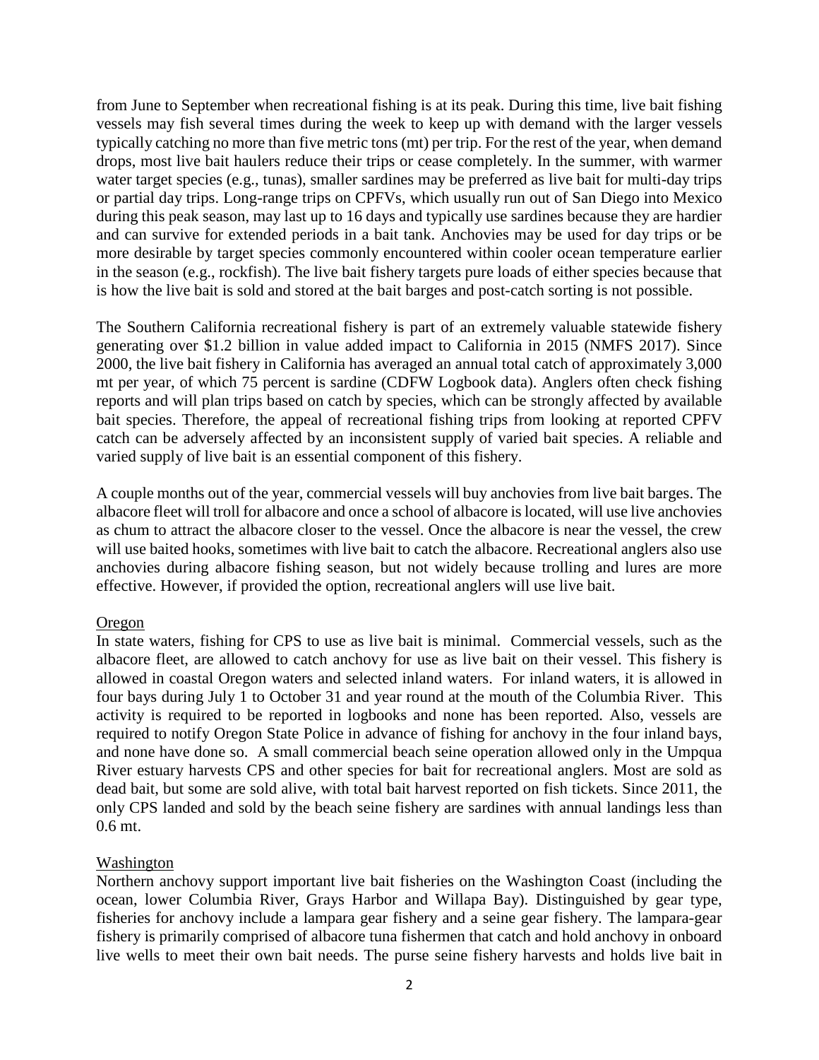from June to September when recreational fishing is at its peak. During this time, live bait fishing vessels may fish several times during the week to keep up with demand with the larger vessels typically catching no more than five metric tons (mt) per trip. For the rest of the year, when demand drops, most live bait haulers reduce their trips or cease completely. In the summer, with warmer water target species (e.g., tunas), smaller sardines may be preferred as live bait for multi-day trips or partial day trips. Long-range trips on CPFVs, which usually run out of San Diego into Mexico during this peak season, may last up to 16 days and typically use sardines because they are hardier and can survive for extended periods in a bait tank. Anchovies may be used for day trips or be more desirable by target species commonly encountered within cooler ocean temperature earlier in the season (e.g., rockfish). The live bait fishery targets pure loads of either species because that is how the live bait is sold and stored at the bait barges and post-catch sorting is not possible.

The Southern California recreational fishery is part of an extremely valuable statewide fishery generating over $1.2 billion in value added impact to California in 2015 (NMFS 2017). Since 2000, the live bait fishery in California has averaged an annual total catch of approximately 3,000 mt per year, of which 75 percent is sardine (CDFW Logbook data). Anglers often check fishing reports and will plan trips based on catch by species, which can be strongly affected by available bait species. Therefore, the appeal of recreational fishing trips from looking at reported CPFV catch can be adversely affected by an inconsistent supply of varied bait species. A reliable and varied supply of live bait is an essential component of this fishery.

A couple months out of the year, commercial vessels will buy anchovies from live bait barges. The albacore fleet will troll for albacore and once a school of albacore is located, will use live anchovies as chum to attract the albacore closer to the vessel. Once the albacore is near the vessel, the crew will use baited hooks, sometimes with live bait to catch the albacore. Recreational anglers also use anchovies during albacore fishing season, but not widely because trolling and lures are more effective. However, if provided the option, recreational anglers will use live bait.

Oregon

In state waters, fishing for CPS to use as live bait is minimal. Commercial vessels, such as the albacore fleet, are allowed to catch anchovy for use as live bait on their vessel. This fishery is allowed in coastal Oregon waters and selected inland waters. For inland waters, it is allowed in four bays during July 1 to October 31 and year round at the mouth of the Columbia River. This activity is required to be reported in logbooks and none has been reported. Also, vessels are required to notify Oregon State Police in advance of fishing for anchovy in the four inland bays, and none have done so. A small commercial beach seine operation allowed only in the Umpqua River estuary harvests CPS and other species for bait for recreational anglers. Most are sold as dead bait, but some are sold alive, with total bait harvest reported on fish tickets. Since 2011, the only CPS landed and sold by the beach seine fishery are sardines with annual landings less than 0.6 mt.

Washington

Northern anchovy support important live bait fisheries on the Washington Coast (including the ocean, lower Columbia River, Grays Harbor and Willapa Bay). Distinguished by gear type, fisheries for anchovy include a lampara gear fishery and a seine gear fishery. The lampara-gear fishery is primarily comprised of albacore tuna fishermen that catch and hold anchovy in onboard live wells to meet their own bait needs. The purse seine fishery harvests and holds live bait in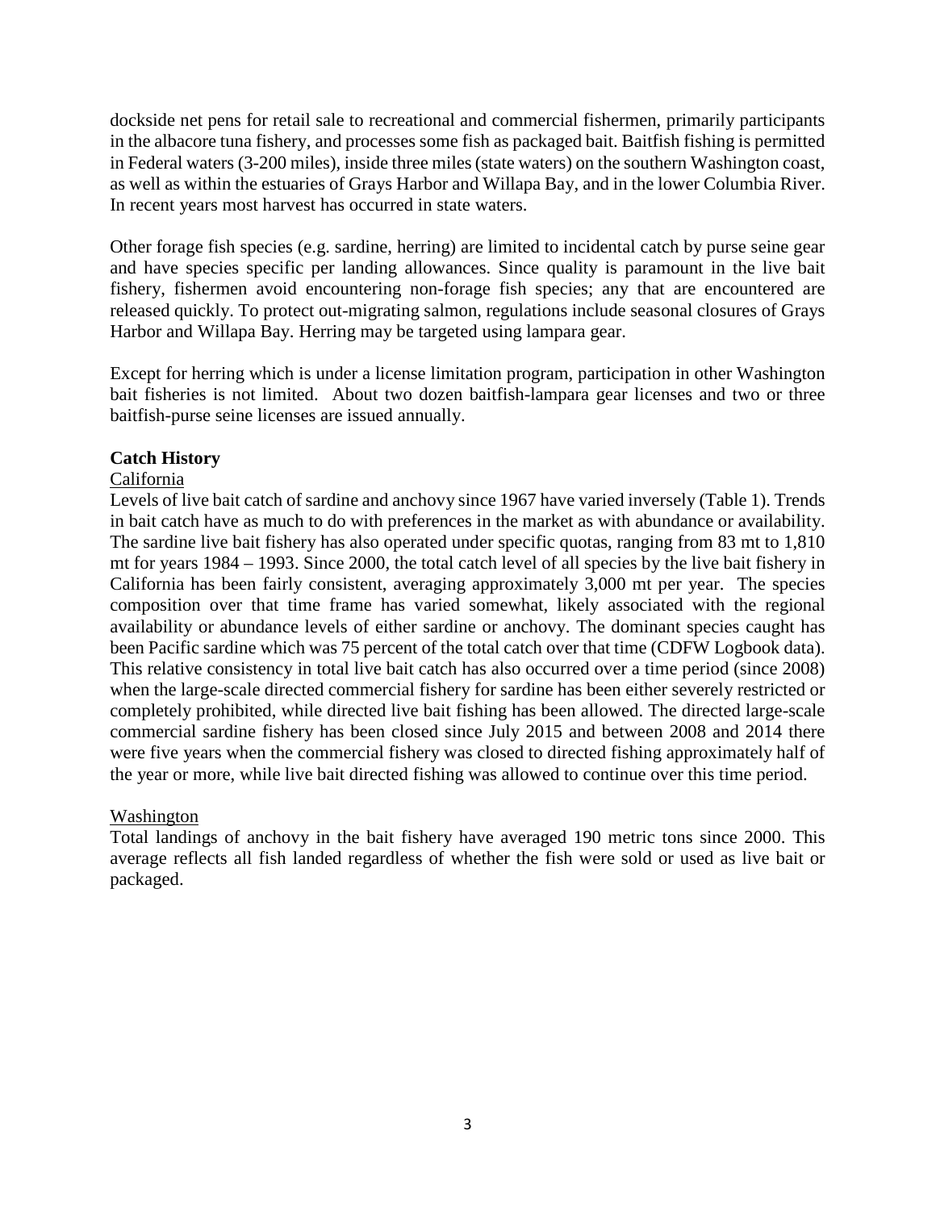dockside net pens for retail sale to recreational and commercial fishermen, primarily participants in the albacore tuna fishery, and processes some fish as packaged bait. Baitfish fishing is permitted in Federal waters (3-200 miles), inside three miles (state waters) on the southern Washington coast, as well as within the estuaries of Grays Harbor and Willapa Bay, and in the lower Columbia River. In recent years most harvest has occurred in state waters.

Other forage fish species (e.g. sardine, herring) are limited to incidental catch by purse seine gear and have species specific per landing allowances. Since quality is paramount in the live bait fishery, fishermen avoid encountering non-forage fish species; any that are encountered are released quickly. To protect out-migrating salmon, regulations include seasonal closures of Grays Harbor and Willapa Bay. Herring may be targeted using lampara gear.

Except for herring which is under a license limitation program, participation in other Washington bait fisheries is not limited. About two dozen baitfish-lampara gear licenses and two or three baitfish-purse seine licenses are issued annually.

**Catch History**

California

Levels of live bait catch of sardine and anchovy since 1967 have varied inversely (Table 1). Trends in bait catch have as much to do with preferences in the market as with abundance or availability. The sardine live bait fishery has also operated under specific quotas, ranging from 83 mt to 1,810 mt for years 1984 – 1993. Since 2000, the total catch level of all species by the live bait fishery in California has been fairly consistent, averaging approximately 3,000 mt per year. The species composition over that time frame has varied somewhat, likely associated with the regional availability or abundance levels of either sardine or anchovy. The dominant species caught has been Pacific sardine which was 75 percent of the total catch over that time (CDFW Logbook data). This relative consistency in total live bait catch has also occurred over a time period (since 2008) when the large-scale directed commercial fishery for sardine has been either severely restricted or completely prohibited, while directed live bait fishing has been allowed. The directed large-scale commercial sardine fishery has been closed since July 2015 and between 2008 and 2014 there were five years when the commercial fishery was closed to directed fishing approximately half of the year or more, while live bait directed fishing was allowed to continue over this time period.

Washington

Total landings of anchovy in the bait fishery have averaged 190 metric tons since 2000. This average reflects all fish landed regardless of whether the fish were sold or used as live bait or packaged.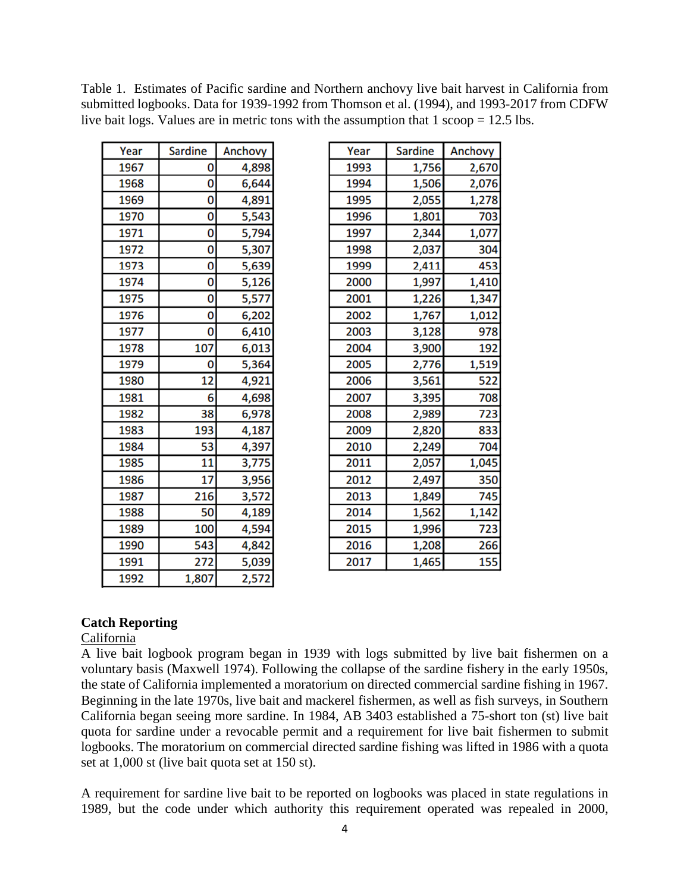Table 1. Estimates of Pacific sardine and Northern anchovy live bait harvest in California from submitted logbooks. Data for 1939-1992 from Thomson et al. (1994), and 1993-2017 from CDFW live bait logs. Values are in metric tons with the assumption that 1 scoop = 12.5 lbs.

| Year | Sardine | Anchovy |
|---|---|---|
| 1967 | 0 | 4,898 |
| 1968 | 0 | 6,644 |
| 1969 | 0 | 4,891 |
| 1970 | 0 | 5,543 |
| 1971 | 0 | 5,794 |
| 1972 | 0 | 5,307 |
| 1973 | 0 | 5,639 |
| 1974 | 0 | 5,126 |
| 1975 | 0 | 5,577 |
| 1976 | 0 | 6,202 |
| 1977 | 0 | 6,410 |
| 1978 | 107 | 6,013 |
| 1979 | 0 | 5,364 |
| 1980 | 12 | 4,921 |
| 1981 | 6 | 4,698 |
| 1982 | 38 | 6,978 |
| 1983 | 193 | 4,187 |
| 1984 | 53 | 4,397 |
| 1985 | 11 | 3,775 |
| 1986 | 17 | 3,956 |
| 1987 | 216 | 3,572 |
| 1988 | 50 | 4,189 |
| 1989 | 100 | 4,594 |
| 1990 | 543 | 4,842 |
| 1991 | 272 | 5,039 |
| 1992 | 1,807 | 2,572 |

| Year | Sardine | Anchovy |
|---|---|---|
| 1993 | 1,756 | 2,670 |
| 1994 | 1,506 | 2,076 |
| 1995 | 2,055 | 1,278 |
| 1996 | 1,801 | 703 |
| 1997 | 2,344 | 1,077 |
| 1998 | 2,037 | 304 |
| 1999 | 2,411 | 453 |
| 2000 | 1,997 | 1,410 |
| 2001 | 1,226 | 1,347 |
| 2002 | 1,767 | 1,012 |
| 2003 | 3,128 | 978 |
| 2004 | 3,900 | 192 |
| 2005 | 2,776 | 1,519 |
| 2006 | 3,561 | 522 |
| 2007 | 3,395 | 708 |
| 2008 | 2,989 | 723 |
| 2009 | 2,820 | 833 |
| 2010 | 2,249 | 704 |
| 2011 | 2,057 | 1,045 |
| 2012 | 2,497 | 350 |
| 2013 | 1,849 | 745 |
| 2014 | 1,562 | 1,142 |
| 2015 | 1,996 | 723 |
| 2016 | 1,208 | 266 |
| 2017 | 1,465 | 155 |

## Catch Reporting

California

A live bait logbook program began in 1939 with logs submitted by live bait fishermen on a voluntary basis (Maxwell 1974). Following the collapse of the sardine fishery in the early 1950s, the state of California implemented a moratorium on directed commercial sardine fishing in 1967. Beginning in the late 1970s, live bait and mackerel fishermen, as well as fish surveys, in Southern California began seeing more sardine. In 1984, AB 3403 established a 75-short ton (st) live bait quota for sardine under a revocable permit and a requirement for live bait fishermen to submit logbooks. The moratorium on commercial directed sardine fishing was lifted in 1986 with a quota set at 1,000 st (live bait quota set at 150 st).

A requirement for sardine live bait to be reported on logbooks was placed in state regulations in 1989, but the code under which authority this requirement operated was repealed in 2000,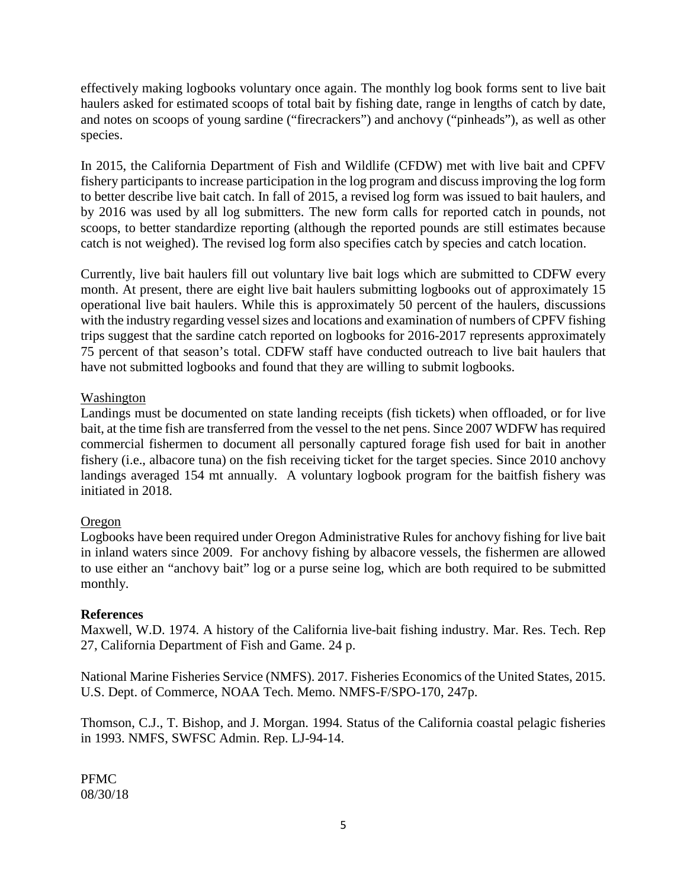effectively making logbooks voluntary once again. The monthly log book forms sent to live bait haulers asked for estimated scoops of total bait by fishing date, range in lengths of catch by date, and notes on scoops of young sardine ("firecrackers") and anchovy ("pinheads"), as well as other species.

In 2015, the California Department of Fish and Wildlife (CFDW) met with live bait and CPFV fishery participants to increase participation in the log program and discuss improving the log form to better describe live bait catch. In fall of 2015, a revised log form was issued to bait haulers, and by 2016 was used by all log submitters. The new form calls for reported catch in pounds, not scoops, to better standardize reporting (although the reported pounds are still estimates because catch is not weighed). The revised log form also specifies catch by species and catch location.

Currently, live bait haulers fill out voluntary live bait logs which are submitted to CDFW every month. At present, there are eight live bait haulers submitting logbooks out of approximately 15 operational live bait haulers. While this is approximately 50 percent of the haulers, discussions with the industry regarding vessel sizes and locations and examination of numbers of CPFV fishing trips suggest that the sardine catch reported on logbooks for 2016-2017 represents approximately 75 percent of that season's total. CDFW staff have conducted outreach to live bait haulers that have not submitted logbooks and found that they are willing to submit logbooks.

Washington

Landings must be documented on state landing receipts (fish tickets) when offloaded, or for live bait, at the time fish are transferred from the vessel to the net pens. Since 2007 WDFW has required commercial fishermen to document all personally captured forage fish used for bait in another fishery (i.e., albacore tuna) on the fish receiving ticket for the target species. Since 2010 anchovy landings averaged 154 mt annually. A voluntary logbook program for the baitfish fishery was initiated in 2018.

Oregon

Logbooks have been required under Oregon Administrative Rules for anchovy fishing for live bait in inland waters since 2009. For anchovy fishing by albacore vessels, the fishermen are allowed to use either an "anchovy bait" log or a purse seine log, which are both required to be submitted monthly.

**References**

Maxwell, W.D. 1974. A history of the California live-bait fishing industry. Mar. Res. Tech. Rep 27, California Department of Fish and Game. 24 p.

National Marine Fisheries Service (NMFS). 2017. Fisheries Economics of the United States, 2015. U.S. Dept. of Commerce, NOAA Tech. Memo. NMFS-F/SPO-170, 247p.

Thomson, C.J., T. Bishop, and J. Morgan. 1994. Status of the California coastal pelagic fisheries in 1993. NMFS, SWFSC Admin. Rep. LJ-94-14.

PFMC
08/30/18